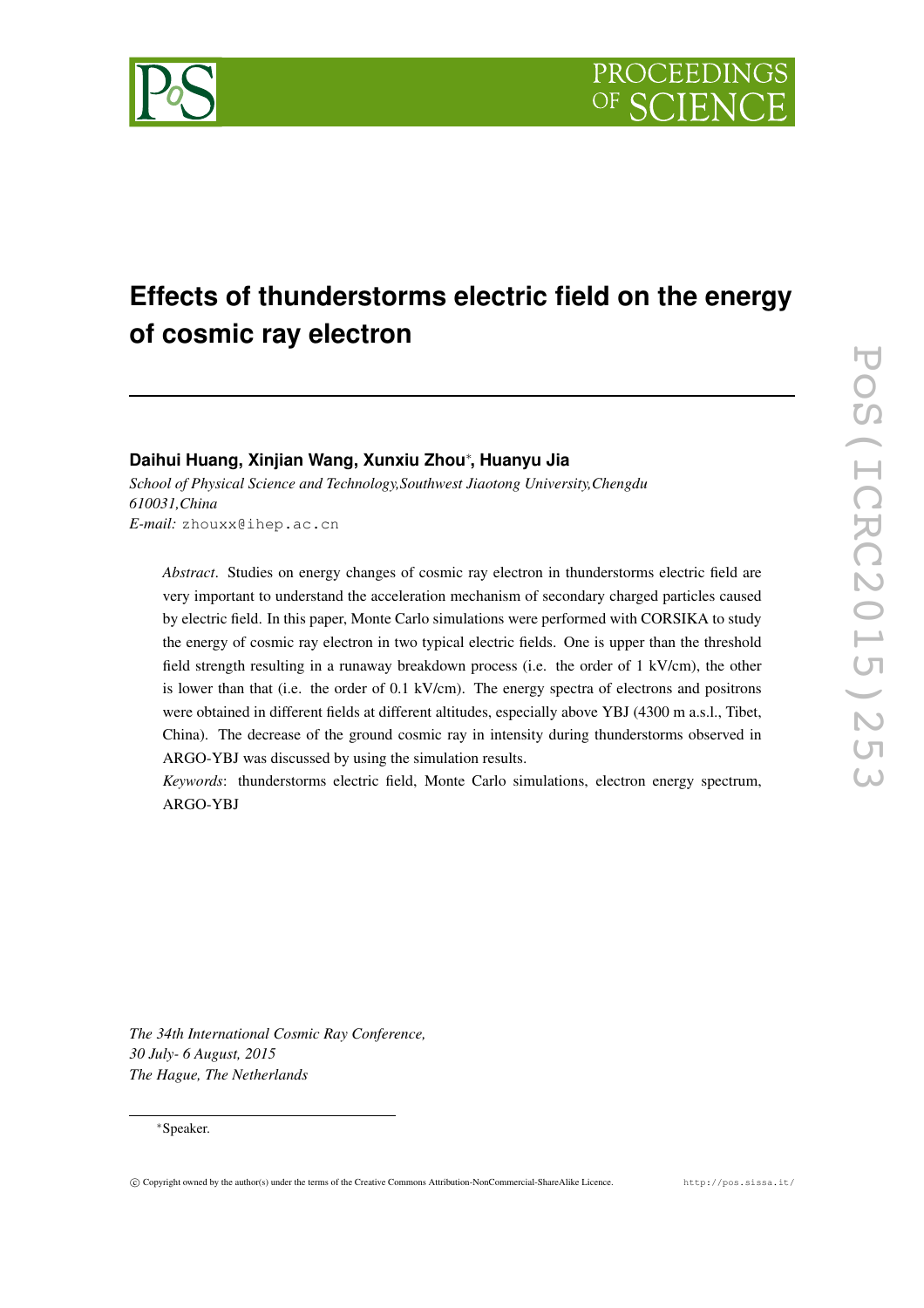# Effects of thunderstorms electric field on the energy of cosmic ray electron

**Daihui Huang, Xinjian Wang, Xunxiu Zhou*, Huanyu Jia**

*School of Physical Science and Technology,Southwest Jiaotong University,Chengdu 610031,China*

*E-mail:* zhouxx@ihep.ac.cn

*Abstract*. Studies on energy changes of cosmic ray electron in thunderstorms electric field are very important to understand the acceleration mechanism of secondary charged particles caused by electric field. In this paper, Monte Carlo simulations were performed with CORSIKA to study the energy of cosmic ray electron in two typical electric fields. One is upper than the threshold field strength resulting in a runaway breakdown process (i.e. the order of 1 kV/cm), the other is lower than that (i.e. the order of 0.1 kV/cm). The energy spectra of electrons and positrons were obtained in different fields at different altitudes, especially above YBJ (4300 m a.s.l., Tibet, China). The decrease of the ground cosmic ray in intensity during thunderstorms observed in ARGO-YBJ was discussed by using the simulation results.

*Keywords*: thunderstorms electric field, Monte Carlo simulations, electron energy spectrum, ARGO-YBJ

*The 34th International Cosmic Ray Conference,*
*30 July- 6 August, 2015*
*The Hague, The Netherlands*

*Speaker.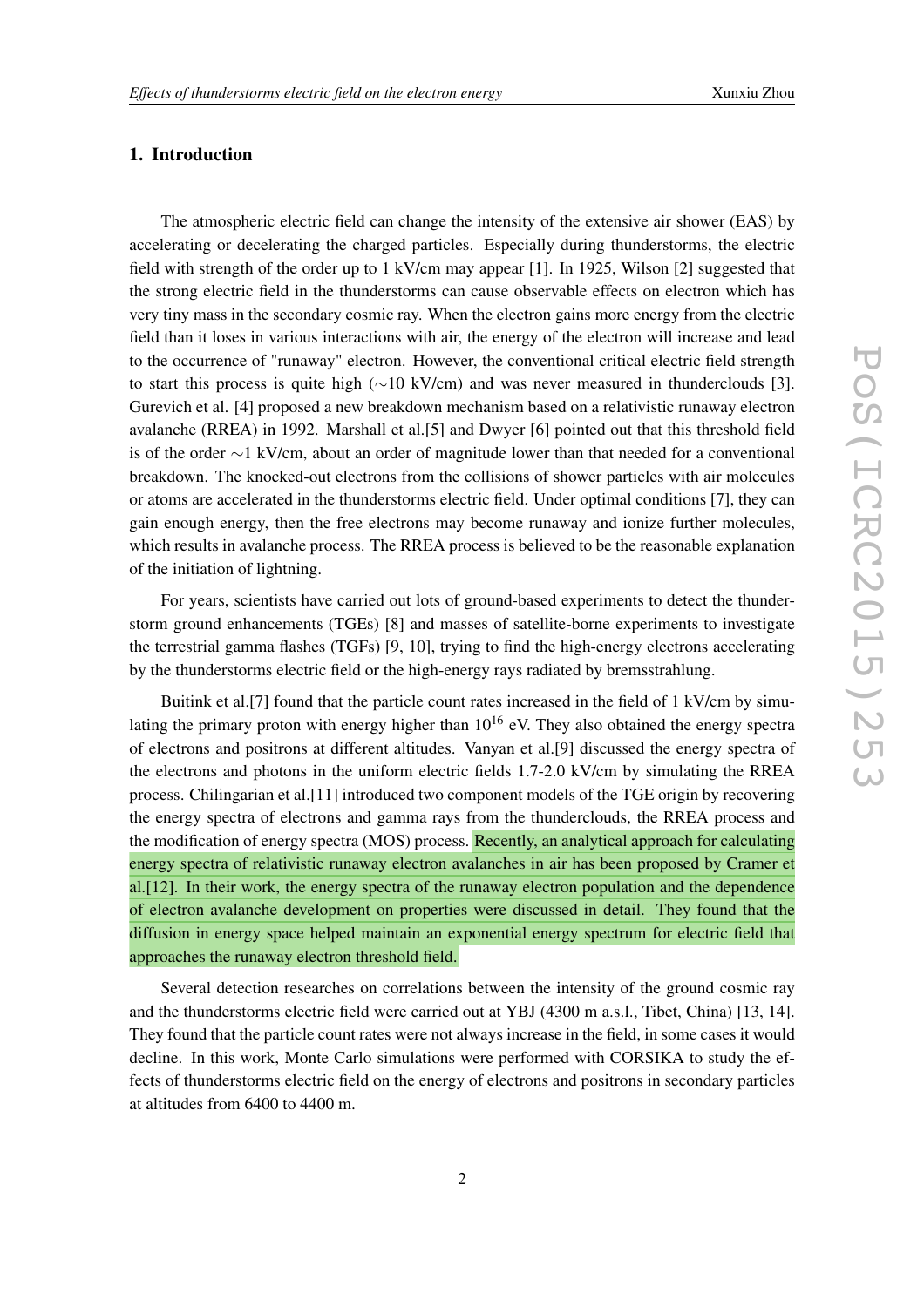## 1. Introduction

The atmospheric electric field can change the intensity of the extensive air shower (EAS) by accelerating or decelerating the charged particles. Especially during thunderstorms, the electric field with strength of the order up to 1 kV/cm may appear [1]. In 1925, Wilson [2] suggested that the strong electric field in the thunderstorms can cause observable effects on electron which has very tiny mass in the secondary cosmic ray. When the electron gains more energy from the electric field than it loses in various interactions with air, the energy of the electron will increase and lead to the occurrence of "runaway" electron. However, the conventional critical electric field strength to start this process is quite high ($\sim$10 kV/cm) and was never measured in thunderclouds [3]. Gurevich et al. [4] proposed a new breakdown mechanism based on a relativistic runaway electron avalanche (RREA) in 1992. Marshall et al.[5] and Dwyer [6] pointed out that this threshold field is of the order $\sim$1 kV/cm, about an order of magnitude lower than that needed for a conventional breakdown. The knocked-out electrons from the collisions of shower particles with air molecules or atoms are accelerated in the thunderstorms electric field. Under optimal conditions [7], they can gain enough energy, then the free electrons may become runaway and ionize further molecules, which results in avalanche process. The RREA process is believed to be the reasonable explanation of the initiation of lightning.

For years, scientists have carried out lots of ground-based experiments to detect the thunderstorm ground enhancements (TGEs) [8] and masses of satellite-borne experiments to investigate the terrestrial gamma flashes (TGFs) [9, 10], trying to find the high-energy electrons accelerating by the thunderstorms electric field or the high-energy rays radiated by bremsstrahlung.

Buitink et al.[7] found that the particle count rates increased in the field of 1 kV/cm by simulating the primary proton with energy higher than $10^{16}$ eV. They also obtained the energy spectra of electrons and positrons at different altitudes. Vanyan et al.[9] discussed the energy spectra of the electrons and photons in the uniform electric fields 1.7-2.0 kV/cm by simulating the RREA process. Chilingarian et al.[11] introduced two component models of the TGE origin by recovering the energy spectra of electrons and gamma rays from the thunderclouds, the RREA process and the modification of energy spectra (MOS) process. Recently, an analytical approach for calculating energy spectra of relativistic runaway electron avalanches in air has been proposed by Cramer et al.[12]. In their work, the energy spectra of the runaway electron population and the dependence of electron avalanche development on properties were discussed in detail. They found that the diffusion in energy space helped maintain an exponential energy spectrum for electric field that approaches the runaway electron threshold field.

Several detection researches on correlations between the intensity of the ground cosmic ray and the thunderstorms electric field were carried out at YBJ (4300 m a.s.l., Tibet, China) [13, 14]. They found that the particle count rates were not always increase in the field, in some cases it would decline. In this work, Monte Carlo simulations were performed with CORSIKA to study the effects of thunderstorms electric field on the energy of electrons and positrons in secondary particles at altitudes from 6400 to 4400 m.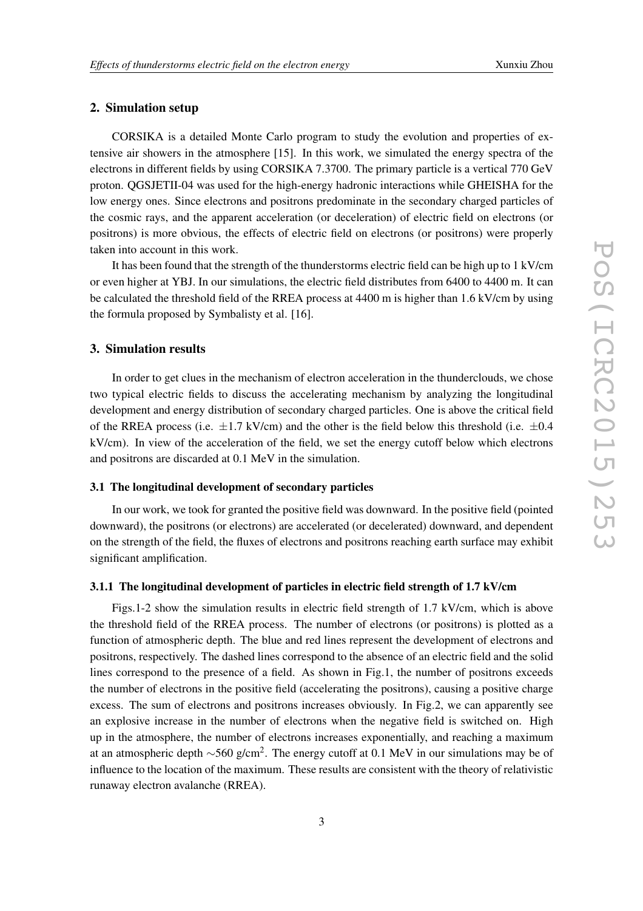## 2. Simulation setup

CORSIKA is a detailed Monte Carlo program to study the evolution and properties of extensive air showers in the atmosphere [15]. In this work, we simulated the energy spectra of the electrons in different fields by using CORSIKA 7.3700. The primary particle is a vertical 770 GeV proton. QGSJETII-04 was used for the high-energy hadronic interactions while GHEISHA for the low energy ones. Since electrons and positrons predominate in the secondary charged particles of the cosmic rays, and the apparent acceleration (or deceleration) of electric field on electrons (or positrons) is more obvious, the effects of electric field on electrons (or positrons) were properly taken into account in this work.

It has been found that the strength of the thunderstorms electric field can be high up to 1 kV/cm or even higher at YBJ. In our simulations, the electric field distributes from 6400 to 4400 m. It can be calculated the threshold field of the RREA process at 4400 m is higher than 1.6 kV/cm by using the formula proposed by Symbalisty et al. [16].

## 3. Simulation results

In order to get clues in the mechanism of electron acceleration in the thunderclouds, we chose two typical electric fields to discuss the accelerating mechanism by analyzing the longitudinal development and energy distribution of secondary charged particles. One is above the critical field of the RREA process (i.e. $\pm 1.7$ kV/cm) and the other is the field below this threshold (i.e. $\pm 0.4$ kV/cm). In view of the acceleration of the field, we set the energy cutoff below which electrons and positrons are discarded at 0.1 MeV in the simulation.

### 3.1 The longitudinal development of secondary particles

In our work, we took for granted the positive field was downward. In the positive field (pointed downward), the positrons (or electrons) are accelerated (or decelerated) downward, and dependent on the strength of the field, the fluxes of electrons and positrons reaching earth surface may exhibit significant amplification.

#### 3.1.1 The longitudinal development of particles in electric field strength of 1.7 kV/cm

Figs.1-2 show the simulation results in electric field strength of 1.7 kV/cm, which is above the threshold field of the RREA process. The number of electrons (or positrons) is plotted as a function of atmospheric depth. The blue and red lines represent the development of electrons and positrons, respectively. The dashed lines correspond to the absence of an electric field and the solid lines correspond to the presence of a field. As shown in Fig.1, the number of positrons exceeds the number of electrons in the positive field (accelerating the positrons), causing a positive charge excess. The sum of electrons and positrons increases obviously. In Fig.2, we can apparently see an explosive increase in the number of electrons when the negative field is switched on. High up in the atmosphere, the number of electrons increases exponentially, and reaching a maximum at an atmospheric depth $\sim$560 g/cm$^2$. The energy cutoff at 0.1 MeV in our simulations may be of influence to the location of the maximum. These results are consistent with the theory of relativistic runaway electron avalanche (RREA).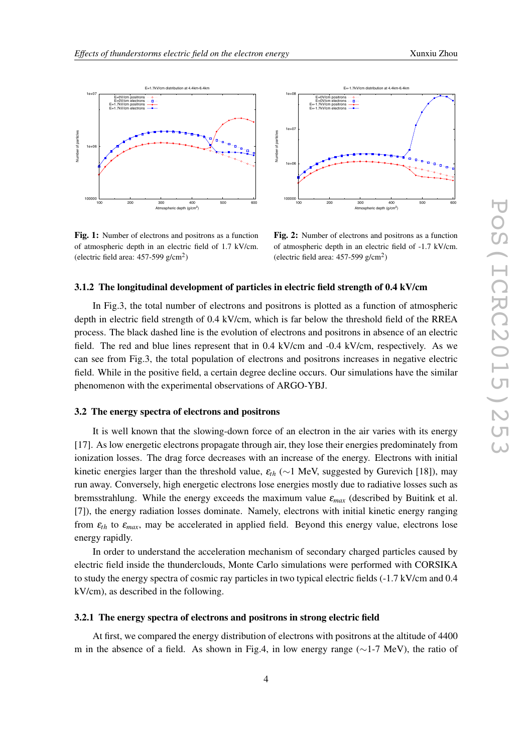**Fig. 1:** Number of electrons and positrons as a function of atmospheric depth in an electric field of 1.7 kV/cm. (electric field area: 457-599 g/cm$^2$)

**Fig. 2:** Number of electrons and positrons as a function of atmospheric depth in an electric field of -1.7 kV/cm. (electric field area: 457-599 g/cm$^2$)

#### 3.1.2 The longitudinal development of particles in electric field strength of 0.4 kV/cm

In Fig.3, the total number of electrons and positrons is plotted as a function of atmospheric depth in electric field strength of 0.4 kV/cm, which is far below the threshold field of the RREA process. The black dashed line is the evolution of electrons and positrons in absence of an electric field. The red and blue lines represent that in 0.4 kV/cm and -0.4 kV/cm, respectively. As we can see from Fig.3, the total population of electrons and positrons increases in negative electric field. While in the positive field, a certain degree decline occurs. Our simulations have the similar phenomenon with the experimental observations of ARGO-YBJ.

### 3.2 The energy spectra of electrons and positrons

It is well known that the slowing-down force of an electron in the air varies with its energy [17]. As low energetic electrons propagate through air, they lose their energies predominately from ionization losses. The drag force decreases with an increase of the energy. Electrons with initial kinetic energies larger than the threshold value, $\varepsilon_{th}$ ($\sim$1 MeV, suggested by Gurevich [18]), may run away. Conversely, high energetic electrons lose energies mostly due to radiative losses such as bremsstrahlung. While the energy exceeds the maximum value $\varepsilon_{max}$ (described by Buitink et al. [7]), the energy radiation losses dominate. Namely, electrons with initial kinetic energy ranging from $\varepsilon_{th}$ to $\varepsilon_{max}$, may be accelerated in applied field. Beyond this energy value, electrons lose energy rapidly.

In order to understand the acceleration mechanism of secondary charged particles caused by electric field inside the thunderclouds, Monte Carlo simulations were performed with CORSIKA to study the energy spectra of cosmic ray particles in two typical electric fields (-1.7 kV/cm and 0.4 kV/cm), as described in the following.

#### 3.2.1 The energy spectra of electrons and positrons in strong electric field

At first, we compared the energy distribution of electrons with positrons at the altitude of 4400 m in the absence of a field. As shown in Fig.4, in low energy range ($\sim$1-7 MeV), the ratio of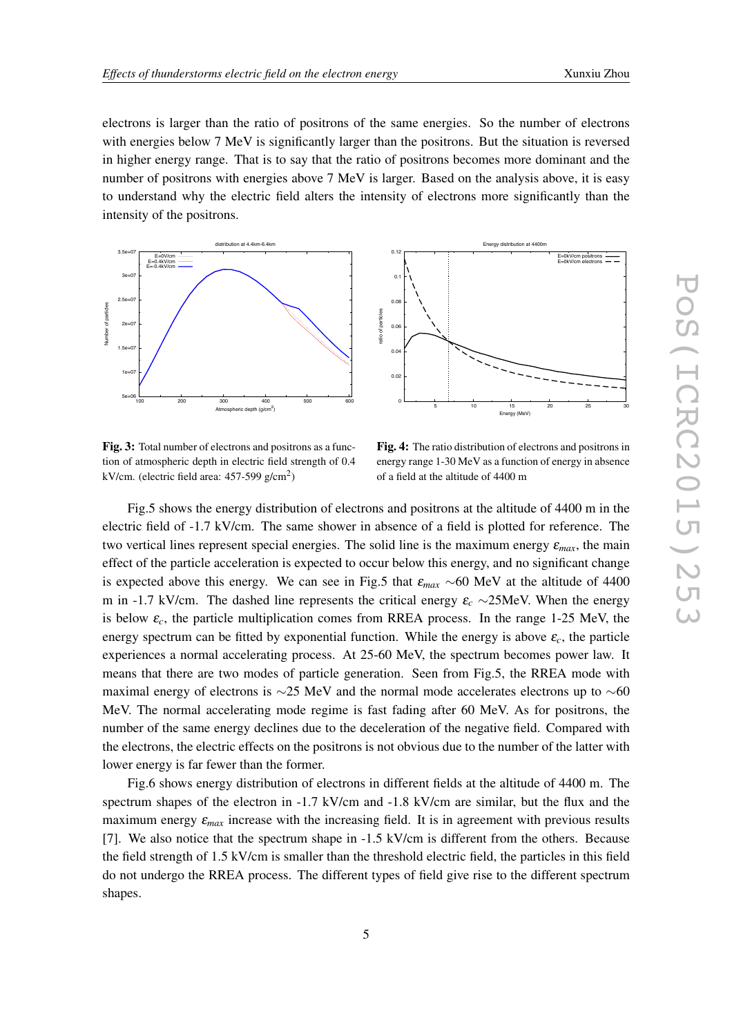electrons is larger than the ratio of positrons of the same energies. So the number of electrons with energies below 7 MeV is significantly larger than the positrons. But the situation is reversed in higher energy range. That is to say that the ratio of positrons becomes more dominant and the number of positrons with energies above 7 MeV is larger. Based on the analysis above, it is easy to understand why the electric field alters the intensity of electrons more significantly than the intensity of the positrons.

**Fig. 3:** Total number of electrons and positrons as a function of atmospheric depth in electric field strength of 0.4 kV/cm. (electric field area: 457-599 g/cm$^2$)

**Fig. 4:** The ratio distribution of electrons and positrons in energy range 1-30 MeV as a function of energy in absence of a field at the altitude of 4400 m

Fig.5 shows the energy distribution of electrons and positrons at the altitude of 4400 m in the electric field of -1.7 kV/cm. The same shower in absence of a field is plotted for reference. The two vertical lines represent special energies. The solid line is the maximum energy $\varepsilon_{max}$, the main effect of the particle acceleration is expected to occur below this energy, and no significant change is expected above this energy. We can see in Fig.5 that $\varepsilon_{max}$ ~60 MeV at the altitude of 4400 m in -1.7 kV/cm. The dashed line represents the critical energy $\varepsilon_c$ ~25MeV. When the energy is below $\varepsilon_c$, the particle multiplication comes from RREA process. In the range 1-25 MeV, the energy spectrum can be fitted by exponential function. While the energy is above $\varepsilon_c$, the particle experiences a normal accelerating process. At 25-60 MeV, the spectrum becomes power law. It means that there are two modes of particle generation. Seen from Fig.5, the RREA mode with maximal energy of electrons is ~25 MeV and the normal mode accelerates electrons up to ~60 MeV. The normal accelerating mode regime is fast fading after 60 MeV. As for positrons, the number of the same energy declines due to the deceleration of the negative field. Compared with the electrons, the electric effects on the positrons is not obvious due to the number of the latter with lower energy is far fewer than the former.

Fig.6 shows energy distribution of electrons in different fields at the altitude of 4400 m. The spectrum shapes of the electron in -1.7 kV/cm and -1.8 kV/cm are similar, but the flux and the maximum energy $\varepsilon_{max}$ increase with the increasing field. It is in agreement with previous results [7]. We also notice that the spectrum shape in -1.5 kV/cm is different from the others. Because the field strength of 1.5 kV/cm is smaller than the threshold electric field, the particles in this field do not undergo the RREA process. The different types of field give rise to the different spectrum shapes.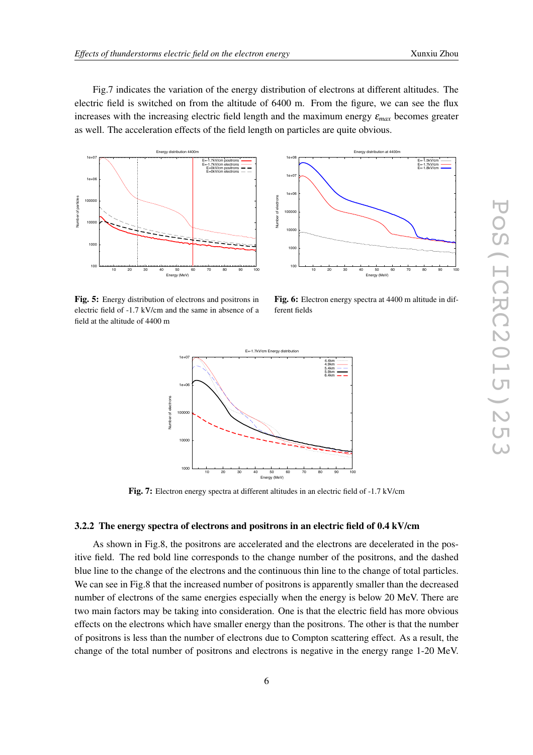Fig.7 indicates the variation of the energy distribution of electrons at different altitudes. The electric field is switched on from the altitude of 6400 m. From the figure, we can see the flux increases with the increasing electric field length and the maximum energy $\varepsilon_{max}$ becomes greater as well. The acceleration effects of the field length on particles are quite obvious.

**Fig. 5:** Energy distribution of electrons and positrons in electric field of -1.7 kV/cm and the same in absence of a field at the altitude of 4400 m

**Fig. 6:** Electron energy spectra at 4400 m altitude in different fields

**Fig. 7:** Electron energy spectra at different altitudes in an electric field of -1.7 kV/cm

#### 3.2.2 The energy spectra of electrons and positrons in an electric field of 0.4 kV/cm

As shown in Fig.8, the positrons are accelerated and the electrons are decelerated in the positive field. The red bold line corresponds to the change number of the positrons, and the dashed blue line to the change of the electrons and the continuous thin line to the change of total particles. We can see in Fig.8 that the increased number of positrons is apparently smaller than the decreased number of electrons of the same energies especially when the energy is below 20 MeV. There are two main factors may be taking into consideration. One is that the electric field has more obvious effects on the electrons which have smaller energy than the positrons. The other is that the number of positrons is less than the number of electrons due to Compton scattering effect. As a result, the change of the total number of positrons and electrons is negative in the energy range 1-20 MeV.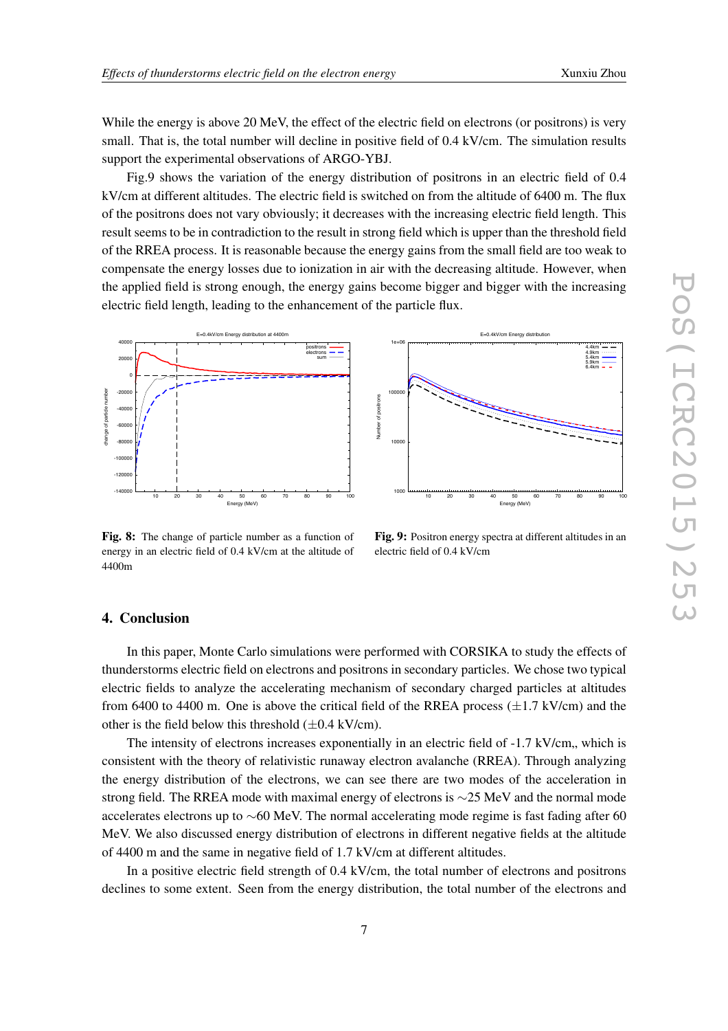While the energy is above 20 MeV, the effect of the electric field on electrons (or positrons) is very small. That is, the total number will decline in positive field of 0.4 kV/cm. The simulation results support the experimental observations of ARGO-YBJ.

Fig.9 shows the variation of the energy distribution of positrons in an electric field of 0.4 kV/cm at different altitudes. The electric field is switched on from the altitude of 6400 m. The flux of the positrons does not vary obviously; it decreases with the increasing electric field length. This result seems to be in contradiction to the result in strong field which is upper than the threshold field of the RREA process. It is reasonable because the energy gains from the small field are too weak to compensate the energy losses due to ionization in air with the decreasing altitude. However, when the applied field is strong enough, the energy gains become bigger and bigger with the increasing electric field length, leading to the enhancement of the particle flux.

**Fig. 8:** The change of particle number as a function of energy in an electric field of 0.4 kV/cm at the altitude of 4400m

**Fig. 9:** Positron energy spectra at different altitudes in an electric field of 0.4 kV/cm

## 4. Conclusion

In this paper, Monte Carlo simulations were performed with CORSIKA to study the effects of thunderstorms electric field on electrons and positrons in secondary particles. We chose two typical electric fields to analyze the accelerating mechanism of secondary charged particles at altitudes from 6400 to 4400 m. One is above the critical field of the RREA process ($\pm$1.7 kV/cm) and the other is the field below this threshold ($\pm$0.4 kV/cm).

The intensity of electrons increases exponentially in an electric field of -1.7 kV/cm,, which is consistent with the theory of relativistic runaway electron avalanche (RREA). Through analyzing the energy distribution of the electrons, we can see there are two modes of the acceleration in strong field. The RREA mode with maximal energy of electrons is $\sim$25 MeV and the normal mode accelerates electrons up to $\sim$60 MeV. The normal accelerating mode regime is fast fading after 60 MeV. We also discussed energy distribution of electrons in different negative fields at the altitude of 4400 m and the same in negative field of 1.7 kV/cm at different altitudes.

In a positive electric field strength of 0.4 kV/cm, the total number of electrons and positrons declines to some extent. Seen from the energy distribution, the total number of the electrons and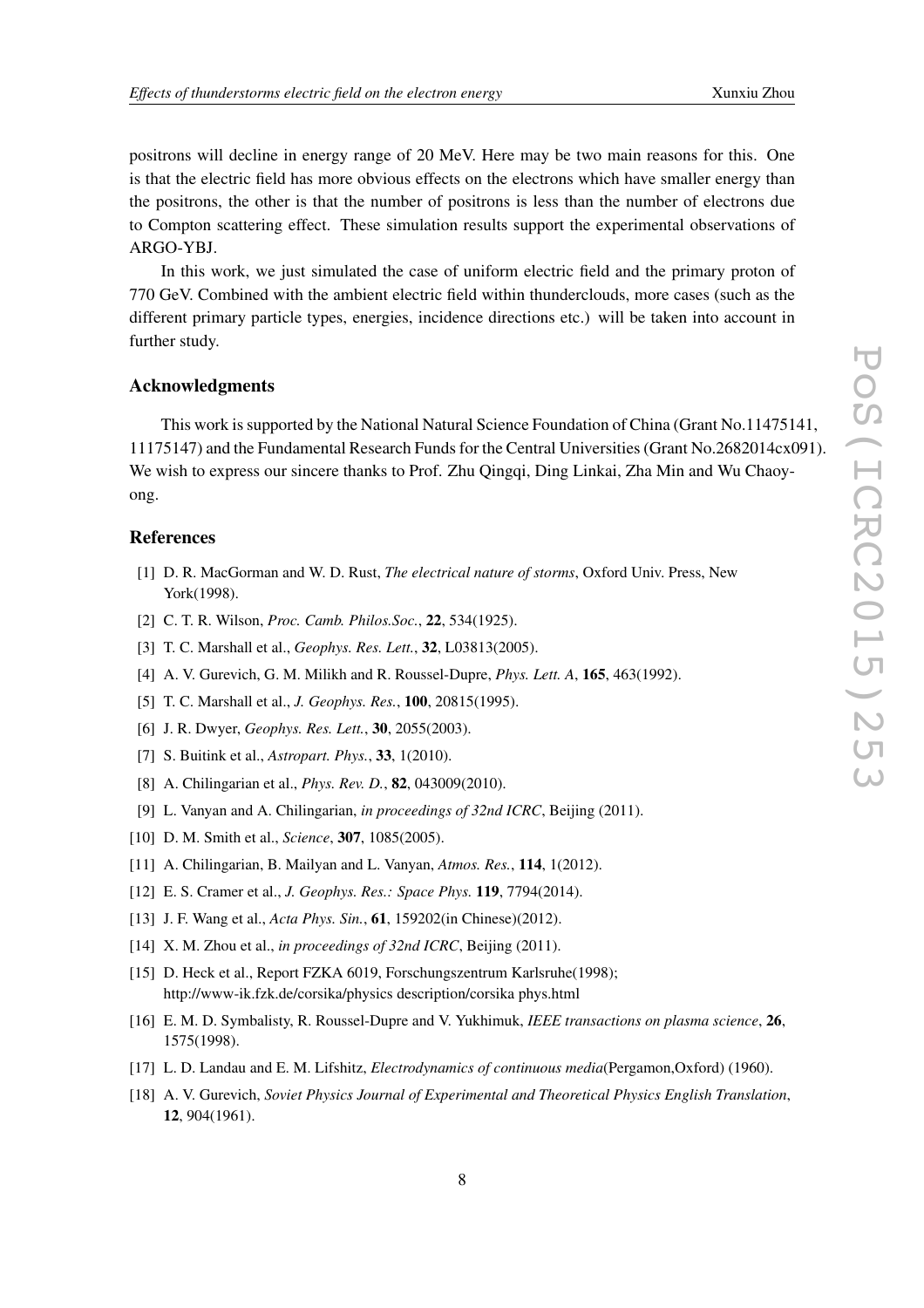positrons will decline in energy range of 20 MeV. Here may be two main reasons for this. One is that the electric field has more obvious effects on the electrons which have smaller energy than the positrons, the other is that the number of positrons is less than the number of electrons due to Compton scattering effect. These simulation results support the experimental observations of ARGO-YBJ.

In this work, we just simulated the case of uniform electric field and the primary proton of 770 GeV. Combined with the ambient electric field within thunderclouds, more cases (such as the different primary particle types, energies, incidence directions etc.) will be taken into account in further study.

## Acknowledgments

This work is supported by the National Natural Science Foundation of China (Grant No.11475141, 11175147) and the Fundamental Research Funds for the Central Universities (Grant No.2682014cx091). We wish to express our sincere thanks to Prof. Zhu Qingqi, Ding Linkai, Zha Min and Wu Chaoyong.

## References

[1] D. R. MacGorman and W. D. Rust, *The electrical nature of storms*, Oxford Univ. Press, New York(1998).

[2] C. T. R. Wilson, *Proc. Camb. Philos.Soc.*, **22**, 534(1925).

[3] T. C. Marshall et al., *Geophys. Res. Lett.*, **32**, L03813(2005).

[4] A. V. Gurevich, G. M. Milikh and R. Roussel-Dupre, *Phys. Lett. A*, **165**, 463(1992).

[5] T. C. Marshall et al., *J. Geophys. Res.*, **100**, 20815(1995).

[6] J. R. Dwyer, *Geophys. Res. Lett.*, **30**, 2055(2003).

[7] S. Buitink et al., *Astropart. Phys.*, **33**, 1(2010).

[8] A. Chilingarian et al., *Phys. Rev. D.*, **82**, 043009(2010).

[9] L. Vanyan and A. Chilingarian, *in proceedings of 32nd ICRC*, Beijing (2011).

[10] D. M. Smith et al., *Science*, **307**, 1085(2005).

[11] A. Chilingarian, B. Mailyan and L. Vanyan, *Atmos. Res.*, **114**, 1(2012).

[12] E. S. Cramer et al., *J. Geophys. Res.: Space Phys.* **119**, 7794(2014).

[13] J. F. Wang et al., *Acta Phys. Sin.*, **61**, 159202(in Chinese)(2012).

[14] X. M. Zhou et al., *in proceedings of 32nd ICRC*, Beijing (2011).

[15] D. Heck et al., Report FZKA 6019, Forschungszentrum Karlsruhe(1998); http://www-ik.fzk.de/corsika/physics description/corsika phys.html

[16] E. M. D. Symbalisty, R. Roussel-Dupre and V. Yukhimuk, *IEEE transactions on plasma science*, **26**, 1575(1998).

[17] L. D. Landau and E. M. Lifshitz, *Electrodynamics of continuous media*(Pergamon,Oxford) (1960).

[18] A. V. Gurevich, *Soviet Physics Journal of Experimental and Theoretical Physics English Translation*, **12**, 904(1961).